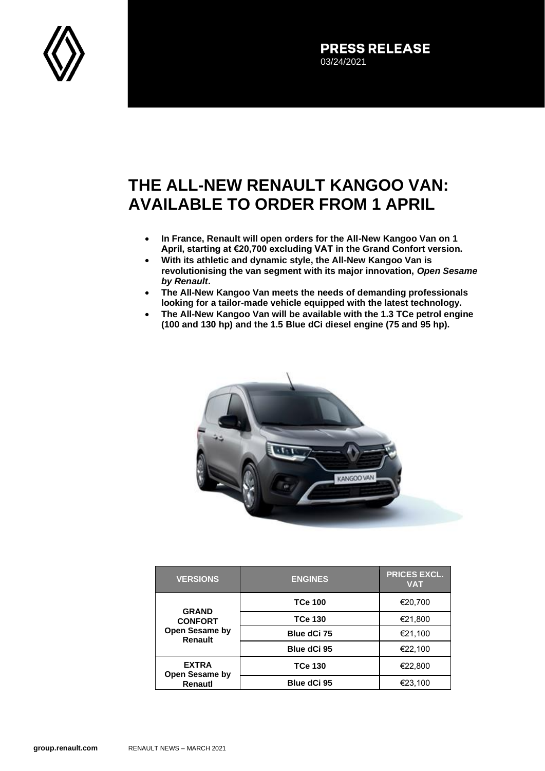**PRESS RELEASE**
03/24/2021

# THE ALL-NEW RENAULT KANGOO VAN: AVAILABLE TO ORDER FROM 1 APRIL

- **In France, Renault will open orders for the All-New Kangoo Van on 1 April, starting at €20,700 excluding VAT in the Grand Confort version.**
- **With its athletic and dynamic style, the All-New Kangoo Van is revolutionising the van segment with its major innovation, *Open Sesame by Renault*.**
- **The All-New Kangoo Van meets the needs of demanding professionals looking for a tailor-made vehicle equipped with the latest technology.**
- **The All-New Kangoo Van will be available with the 1.3 TCe petrol engine (100 and 130 hp) and the 1.5 Blue dCi diesel engine (75 and 95 hp).**

| VERSIONS | ENGINES | PRICES EXCL. VAT |
|---|---|---|
| **GRAND CONFORT Open Sesame by Renault** | **TCe 100** | €20,700 |
| | **TCe 130** | €21,800 |
| | **Blue dCi 75** | €21,100 |
| | **Blue dCi 95** | €22,100 |
| **EXTRA Open Sesame by Renautl** | **TCe 130** | €22,800 |
| | **Blue dCi 95** | €23,100 |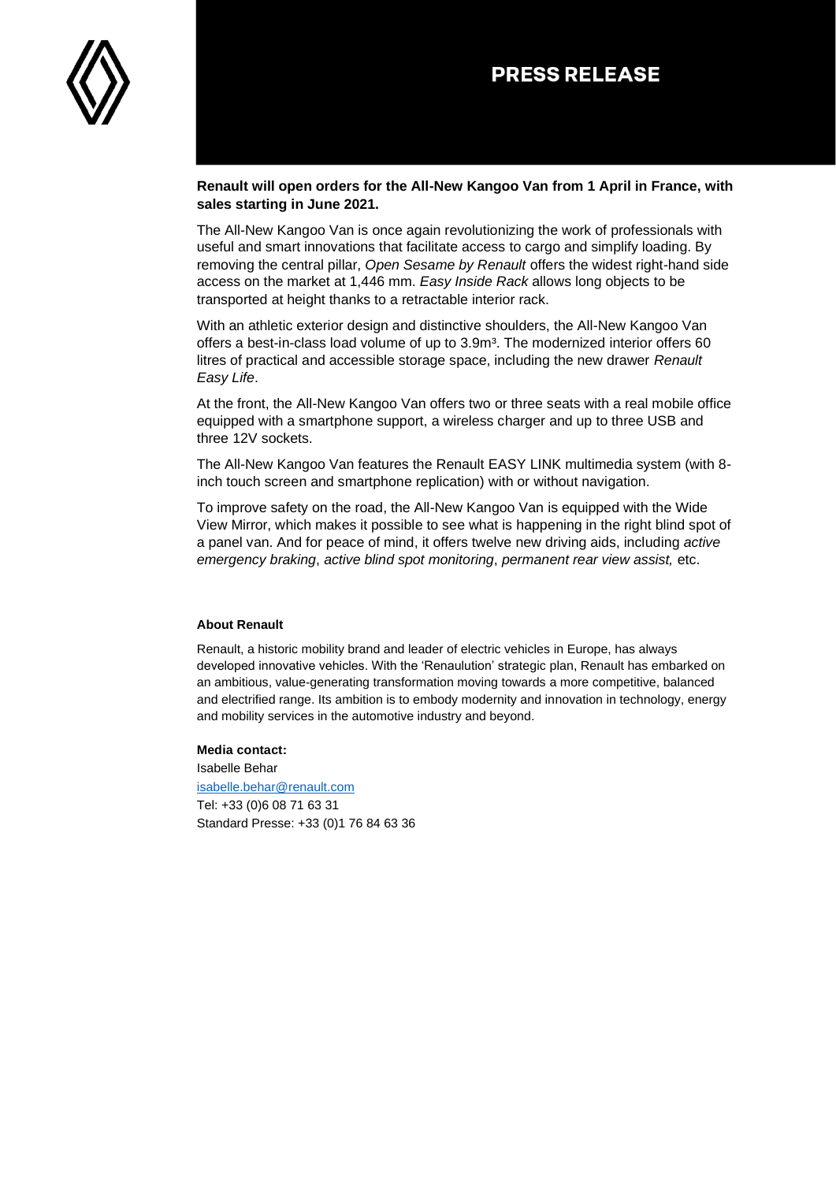# PRESS RELEASE

**Renault will open orders for the All-New Kangoo Van from 1 April in France, with sales starting in June 2021.**

The All-New Kangoo Van is once again revolutionizing the work of professionals with useful and smart innovations that facilitate access to cargo and simplify loading. By removing the central pillar, *Open Sesame by Renault* offers the widest right-hand side access on the market at 1,446 mm. *Easy Inside Rack* allows long objects to be transported at height thanks to a retractable interior rack.

With an athletic exterior design and distinctive shoulders, the All-New Kangoo Van offers a best-in-class load volume of up to 3.9m³. The modernized interior offers 60 litres of practical and accessible storage space, including the new drawer *Renault Easy Life*.

At the front, the All-New Kangoo Van offers two or three seats with a real mobile office equipped with a smartphone support, a wireless charger and up to three USB and three 12V sockets.

The All-New Kangoo Van features the Renault EASY LINK multimedia system (with 8-inch touch screen and smartphone replication) with or without navigation.

To improve safety on the road, the All-New Kangoo Van is equipped with the Wide View Mirror, which makes it possible to see what is happening in the right blind spot of a panel van. And for peace of mind, it offers twelve new driving aids, including *active emergency braking*, *active blind spot monitoring*, *permanent rear view assist,* etc.

**About Renault**

Renault, a historic mobility brand and leader of electric vehicles in Europe, has always developed innovative vehicles. With the 'Renaulution' strategic plan, Renault has embarked on an ambitious, value-generating transformation moving towards a more competitive, balanced and electrified range. Its ambition is to embody modernity and innovation in technology, energy and mobility services in the automotive industry and beyond.

**Media contact:**
Isabelle Behar
isabelle.behar@renault.com
Tel: +33 (0)6 08 71 63 31
Standard Presse: +33 (0)1 76 84 63 36